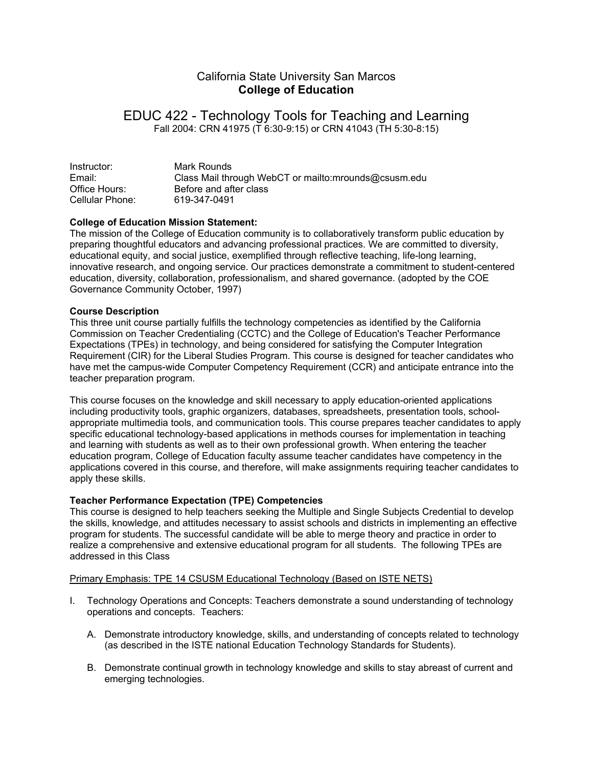# California State University San Marcos
## College of Education

# EDUC 422 - Technology Tools for Teaching and Learning

Fall 2004: CRN 41975 (T 6:30-9:15) or CRN 41043 (TH 5:30-8:15)

| | |
|---|---|
| Instructor: | Mark Rounds |
| Email: | Class Mail through WebCT or mailto:mrounds@csusm.edu |
| Office Hours: | Before and after class |
| Cellular Phone: | 619-347-0491 |

**College of Education Mission Statement:**
The mission of the College of Education community is to collaboratively transform public education by preparing thoughtful educators and advancing professional practices. We are committed to diversity, educational equity, and social justice, exemplified through reflective teaching, life-long learning, innovative research, and ongoing service. Our practices demonstrate a commitment to student-centered education, diversity, collaboration, professionalism, and shared governance. (adopted by the COE Governance Community October, 1997)

**Course Description**
This three unit course partially fulfills the technology competencies as identified by the California Commission on Teacher Credentialing (CCTC) and the College of Education's Teacher Performance Expectations (TPEs) in technology, and being considered for satisfying the Computer Integration Requirement (CIR) for the Liberal Studies Program. This course is designed for teacher candidates who have met the campus-wide Computer Competency Requirement (CCR) and anticipate entrance into the teacher preparation program.

This course focuses on the knowledge and skill necessary to apply education-oriented applications including productivity tools, graphic organizers, databases, spreadsheets, presentation tools, school-appropriate multimedia tools, and communication tools. This course prepares teacher candidates to apply specific educational technology-based applications in methods courses for implementation in teaching and learning with students as well as to their own professional growth. When entering the teacher education program, College of Education faculty assume teacher candidates have competency in the applications covered in this course, and therefore, will make assignments requiring teacher candidates to apply these skills.

**Teacher Performance Expectation (TPE) Competencies**
This course is designed to help teachers seeking the Multiple and Single Subjects Credential to develop the skills, knowledge, and attitudes necessary to assist schools and districts in implementing an effective program for students. The successful candidate will be able to merge theory and practice in order to realize a comprehensive and extensive educational program for all students. The following TPEs are addressed in this Class

<u>Primary Emphasis: TPE 14 CSUSM Educational Technology (Based on ISTE NETS)</u>

I. Technology Operations and Concepts: Teachers demonstrate a sound understanding of technology operations and concepts. Teachers:

   A. Demonstrate introductory knowledge, skills, and understanding of concepts related to technology (as described in the ISTE national Education Technology Standards for Students).

   B. Demonstrate continual growth in technology knowledge and skills to stay abreast of current and emerging technologies.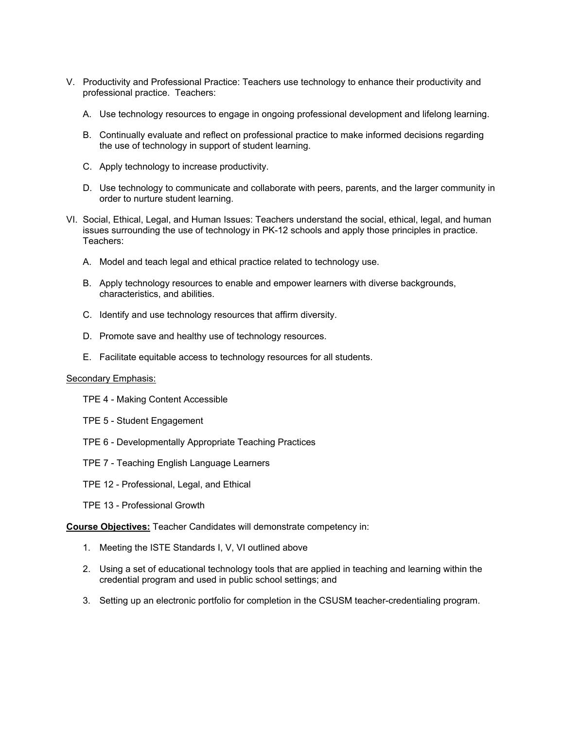V. Productivity and Professional Practice: Teachers use technology to enhance their productivity and professional practice. Teachers:

   A. Use technology resources to engage in ongoing professional development and lifelong learning.

   B. Continually evaluate and reflect on professional practice to make informed decisions regarding the use of technology in support of student learning.

   C. Apply technology to increase productivity.

   D. Use technology to communicate and collaborate with peers, parents, and the larger community in order to nurture student learning.

VI. Social, Ethical, Legal, and Human Issues: Teachers understand the social, ethical, legal, and human issues surrounding the use of technology in PK-12 schools and apply those principles in practice. Teachers:

   A. Model and teach legal and ethical practice related to technology use.

   B. Apply technology resources to enable and empower learners with diverse backgrounds, characteristics, and abilities.

   C. Identify and use technology resources that affirm diversity.

   D. Promote save and healthy use of technology resources.

   E. Facilitate equitable access to technology resources for all students.

<u>Secondary Emphasis:</u>

TPE 4 - Making Content Accessible

TPE 5 - Student Engagement

TPE 6 - Developmentally Appropriate Teaching Practices

TPE 7 - Teaching English Language Learners

TPE 12 - Professional, Legal, and Ethical

TPE 13 - Professional Growth

**<u>Course Objectives:</u>** Teacher Candidates will demonstrate competency in:

1. Meeting the ISTE Standards I, V, VI outlined above

2. Using a set of educational technology tools that are applied in teaching and learning within the credential program and used in public school settings; and

3. Setting up an electronic portfolio for completion in the CSUSM teacher-credentialing program.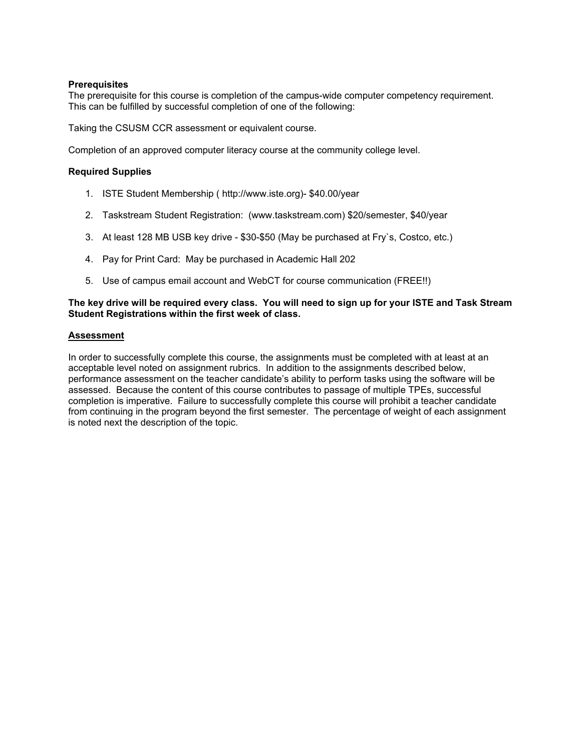**Prerequisites**
The prerequisite for this course is completion of the campus-wide computer competency requirement. This can be fulfilled by successful completion of one of the following:

Taking the CSUSM CCR assessment or equivalent course.

Completion of an approved computer literacy course at the community college level.

**Required Supplies**

1. ISTE Student Membership ( http://www.iste.org)- $40.00/year
2. Taskstream Student Registration: (www.taskstream.com) $20/semester, $40/year
3. At least 128 MB USB key drive - $30-$50 (May be purchased at Fry`s, Costco, etc.)
4. Pay for Print Card: May be purchased in Academic Hall 202
5. Use of campus email account and WebCT for course communication (FREE!!)

**The key drive will be required every class. You will need to sign up for your ISTE and Task Stream Student Registrations within the first week of class.**

**<u>Assessment</u>**

In order to successfully complete this course, the assignments must be completed with at least at an acceptable level noted on assignment rubrics. In addition to the assignments described below, performance assessment on the teacher candidate's ability to perform tasks using the software will be assessed. Because the content of this course contributes to passage of multiple TPEs, successful completion is imperative. Failure to successfully complete this course will prohibit a teacher candidate from continuing in the program beyond the first semester. The percentage of weight of each assignment is noted next the description of the topic.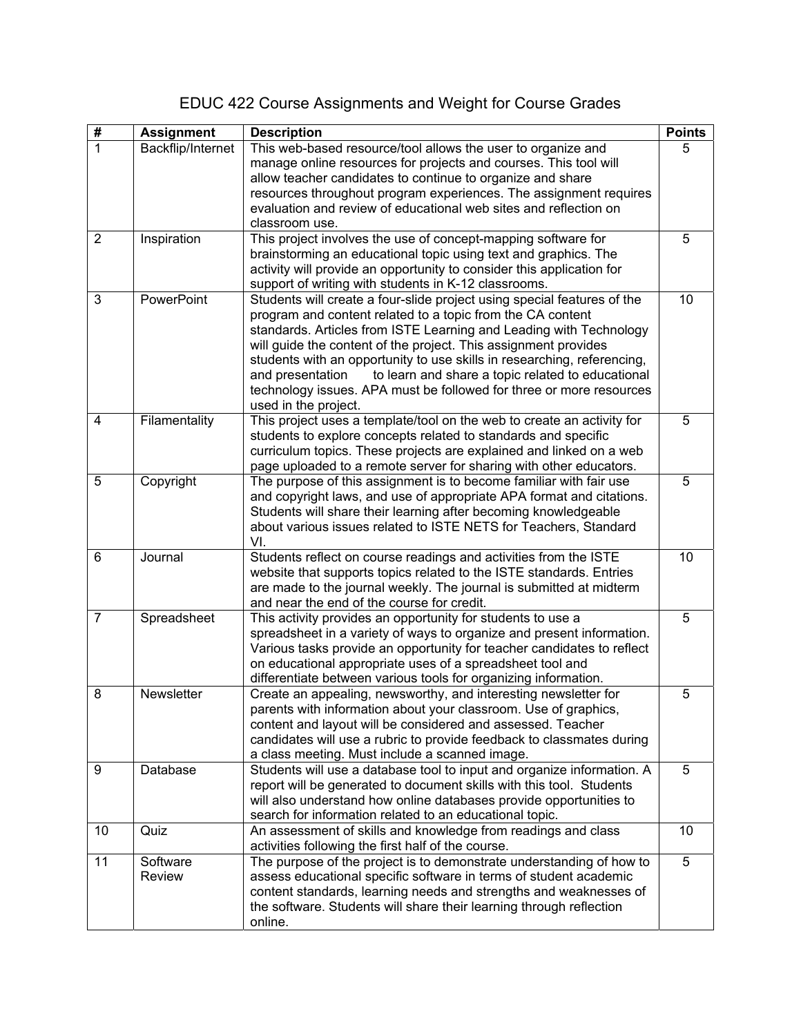# EDUC 422 Course Assignments and Weight for Course Grades

| # | Assignment | Description | Points |
|---|---|---|---|
| 1 | Backflip/Internet | This web-based resource/tool allows the user to organize and manage online resources for projects and courses. This tool will allow teacher candidates to continue to organize and share resources throughout program experiences. The assignment requires evaluation and review of educational web sites and reflection on classroom use. | 5 |
| 2 | Inspiration | This project involves the use of concept-mapping software for brainstorming an educational topic using text and graphics. The activity will provide an opportunity to consider this application for support of writing with students in K-12 classrooms. | 5 |
| 3 | PowerPoint | Students will create a four-slide project using special features of the program and content related to a topic from the CA content standards. Articles from ISTE Learning and Leading with Technology will guide the content of the project. This assignment provides students with an opportunity to use skills in researching, referencing, and presentation to learn and share a topic related to educational technology issues. APA must be followed for three or more resources used in the project. | 10 |
| 4 | Filamentality | This project uses a template/tool on the web to create an activity for students to explore concepts related to standards and specific curriculum topics. These projects are explained and linked on a web page uploaded to a remote server for sharing with other educators. | 5 |
| 5 | Copyright | The purpose of this assignment is to become familiar with fair use and copyright laws, and use of appropriate APA format and citations. Students will share their learning after becoming knowledgeable about various issues related to ISTE NETS for Teachers, Standard VI. | 5 |
| 6 | Journal | Students reflect on course readings and activities from the ISTE website that supports topics related to the ISTE standards. Entries are made to the journal weekly. The journal is submitted at midterm and near the end of the course for credit. | 10 |
| 7 | Spreadsheet | This activity provides an opportunity for students to use a spreadsheet in a variety of ways to organize and present information. Various tasks provide an opportunity for teacher candidates to reflect on educational appropriate uses of a spreadsheet tool and differentiate between various tools for organizing information. | 5 |
| 8 | Newsletter | Create an appealing, newsworthy, and interesting newsletter for parents with information about your classroom. Use of graphics, content and layout will be considered and assessed. Teacher candidates will use a rubric to provide feedback to classmates during a class meeting. Must include a scanned image. | 5 |
| 9 | Database | Students will use a database tool to input and organize information. A report will be generated to document skills with this tool. Students will also understand how online databases provide opportunities to search for information related to an educational topic. | 5 |
| 10 | Quiz | An assessment of skills and knowledge from readings and class activities following the first half of the course. | 10 |
| 11 | Software Review | The purpose of the project is to demonstrate understanding of how to assess educational specific software in terms of student academic content standards, learning needs and strengths and weaknesses of the software. Students will share their learning through reflection online. | 5 |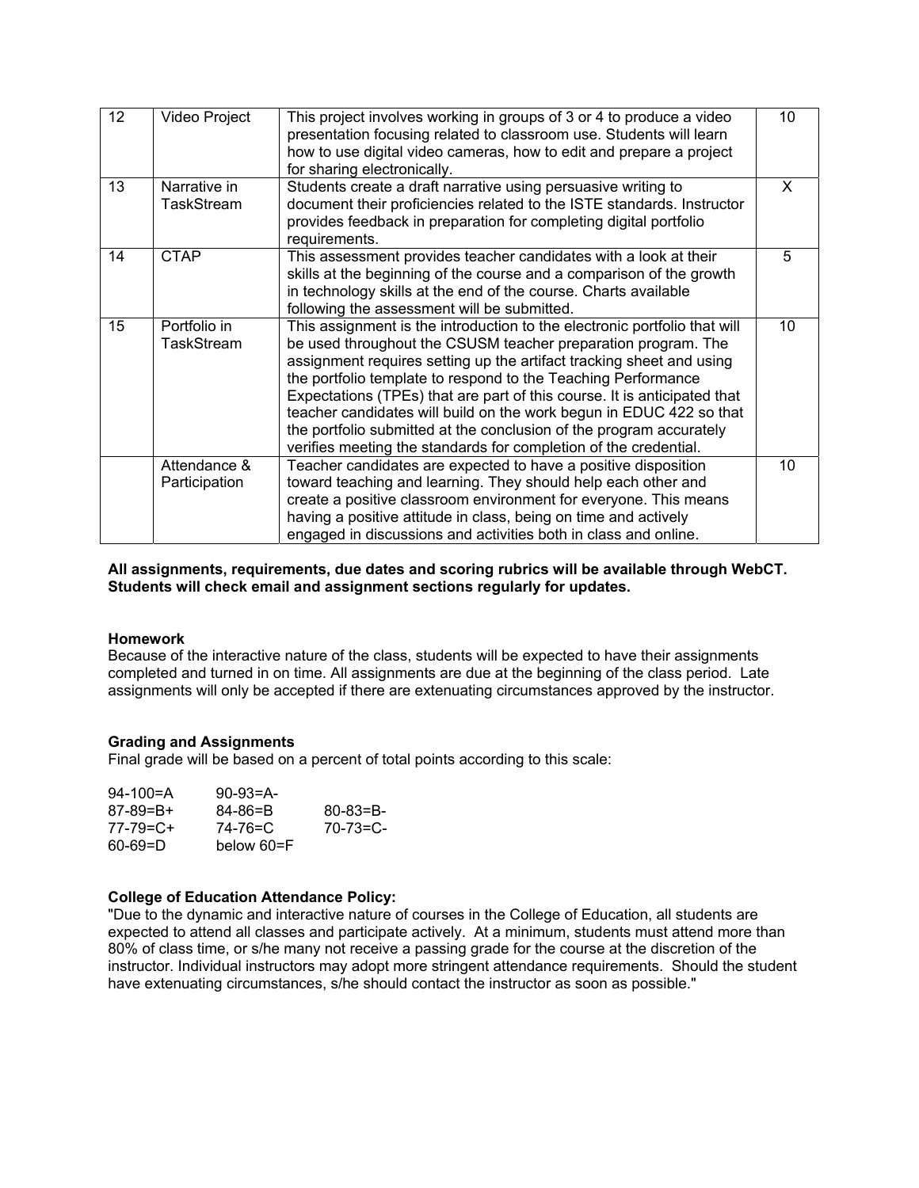| 12 | Video Project | This project involves working in groups of 3 or 4 to produce a video presentation focusing related to classroom use. Students will learn how to use digital video cameras, how to edit and prepare a project for sharing electronically. | 10 |
|---|---|---|---|
| 13 | Narrative in TaskStream | Students create a draft narrative using persuasive writing to document their proficiencies related to the ISTE standards. Instructor provides feedback in preparation for completing digital portfolio requirements. | X |
| 14 | CTAP | This assessment provides teacher candidates with a look at their skills at the beginning of the course and a comparison of the growth in technology skills at the end of the course. Charts available following the assessment will be submitted. | 5 |
| 15 | Portfolio in TaskStream | This assignment is the introduction to the electronic portfolio that will be used throughout the CSUSM teacher preparation program. The assignment requires setting up the artifact tracking sheet and using the portfolio template to respond to the Teaching Performance Expectations (TPEs) that are part of this course. It is anticipated that teacher candidates will build on the work begun in EDUC 422 so that the portfolio submitted at the conclusion of the program accurately verifies meeting the standards for completion of the credential. | 10 |
| | Attendance & Participation | Teacher candidates are expected to have a positive disposition toward teaching and learning. They should help each other and create a positive classroom environment for everyone. This means having a positive attitude in class, being on time and actively engaged in discussions and activities both in class and online. | 10 |

**All assignments, requirements, due dates and scoring rubrics will be available through WebCT. Students will check email and assignment sections regularly for updates.**

**Homework**

Because of the interactive nature of the class, students will be expected to have their assignments completed and turned in on time. All assignments are due at the beginning of the class period. Late assignments will only be accepted if there are extenuating circumstances approved by the instructor.

**Grading and Assignments**

Final grade will be based on a percent of total points according to this scale:

| | | |
|---|---|---|
| 94-100=A | 90-93=A- | |
| 87-89=B+ | 84-86=B | 80-83=B- |
| 77-79=C+ | 74-76=C | 70-73=C- |
| 60-69=D | below 60=F | |

**College of Education Attendance Policy:**

"Due to the dynamic and interactive nature of courses in the College of Education, all students are expected to attend all classes and participate actively. At a minimum, students must attend more than 80% of class time, or s/he many not receive a passing grade for the course at the discretion of the instructor. Individual instructors may adopt more stringent attendance requirements. Should the student have extenuating circumstances, s/he should contact the instructor as soon as possible."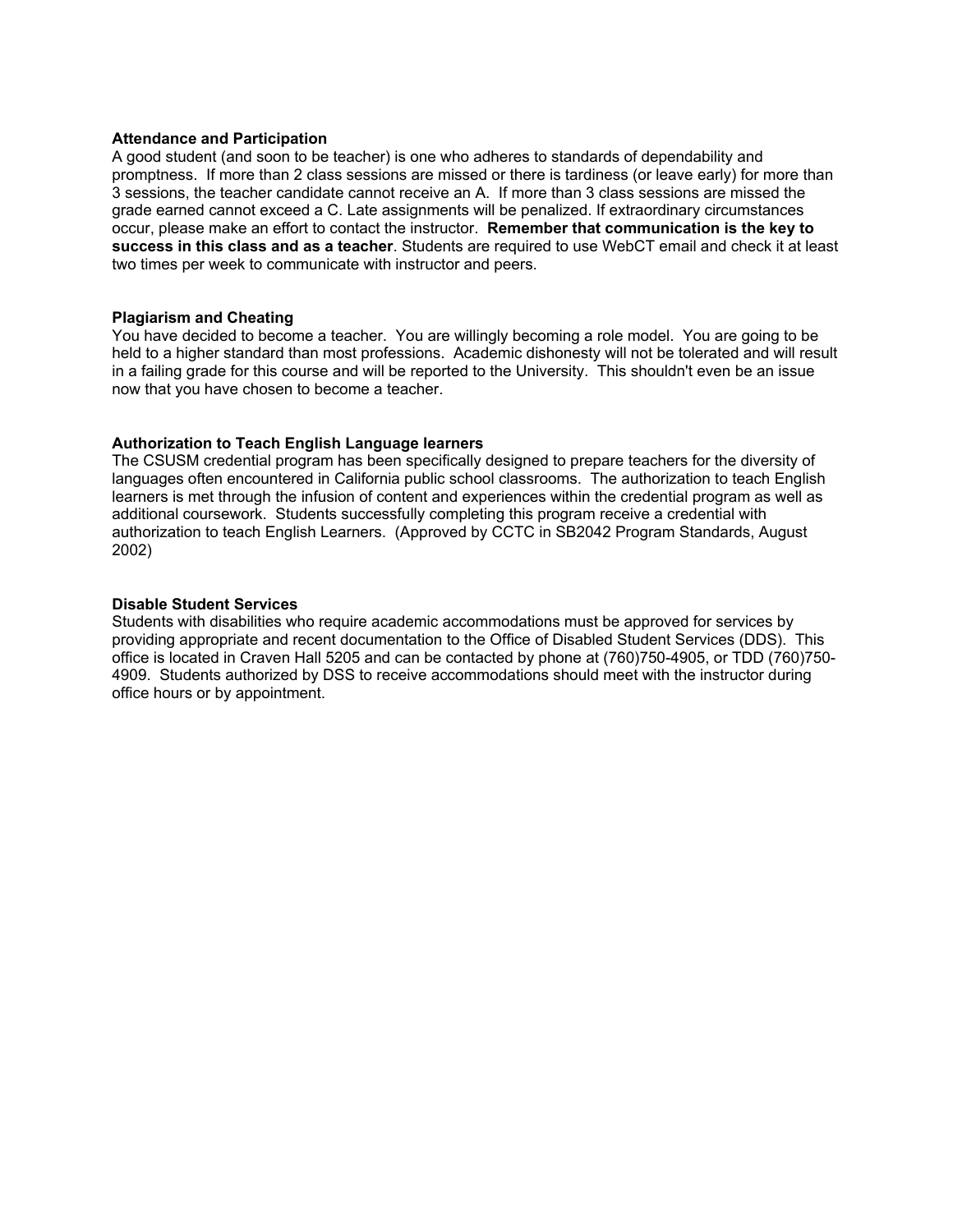**Attendance and Participation**

A good student (and soon to be teacher) is one who adheres to standards of dependability and promptness. If more than 2 class sessions are missed or there is tardiness (or leave early) for more than 3 sessions, the teacher candidate cannot receive an A. If more than 3 class sessions are missed the grade earned cannot exceed a C. Late assignments will be penalized. If extraordinary circumstances occur, please make an effort to contact the instructor. **Remember that communication is the key to success in this class and as a teacher**. Students are required to use WebCT email and check it at least two times per week to communicate with instructor and peers.

**Plagiarism and Cheating**

You have decided to become a teacher. You are willingly becoming a role model. You are going to be held to a higher standard than most professions. Academic dishonesty will not be tolerated and will result in a failing grade for this course and will be reported to the University. This shouldn't even be an issue now that you have chosen to become a teacher.

**Authorization to Teach English Language learners**

The CSUSM credential program has been specifically designed to prepare teachers for the diversity of languages often encountered in California public school classrooms. The authorization to teach English learners is met through the infusion of content and experiences within the credential program as well as additional coursework. Students successfully completing this program receive a credential with authorization to teach English Learners. (Approved by CCTC in SB2042 Program Standards, August 2002)

**Disable Student Services**

Students with disabilities who require academic accommodations must be approved for services by providing appropriate and recent documentation to the Office of Disabled Student Services (DDS). This office is located in Craven Hall 5205 and can be contacted by phone at (760)750-4905, or TDD (760)750-4909. Students authorized by DSS to receive accommodations should meet with the instructor during office hours or by appointment.